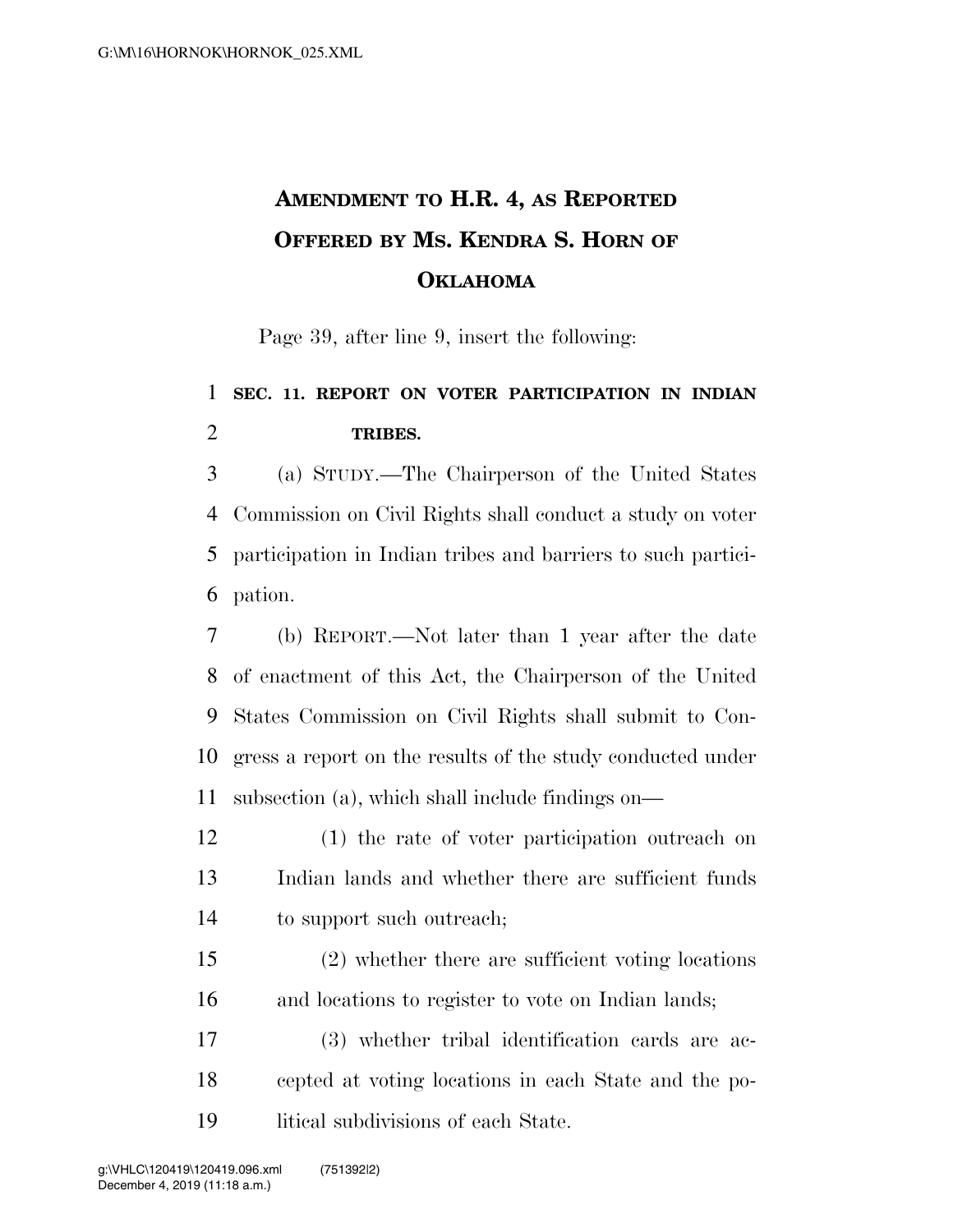# Amendment to H.R. 4, as Reported Offered by Ms. Kendra S. Horn of Oklahoma

Page 39, after line 9, insert the following:

## SEC. 11. REPORT ON VOTER PARTICIPATION IN INDIAN TRIBES.

(a) STUDY.—The Chairperson of the United States Commission on Civil Rights shall conduct a study on voter participation in Indian tribes and barriers to such participation.

(b) REPORT.—Not later than 1 year after the date of enactment of this Act, the Chairperson of the United States Commission on Civil Rights shall submit to Congress a report on the results of the study conducted under subsection (a), which shall include findings on—

(1) the rate of voter participation outreach on Indian lands and whether there are sufficient funds to support such outreach;

(2) whether there are sufficient voting locations and locations to register to vote on Indian lands;

(3) whether tribal identification cards are accepted at voting locations in each State and the political subdivisions of each State.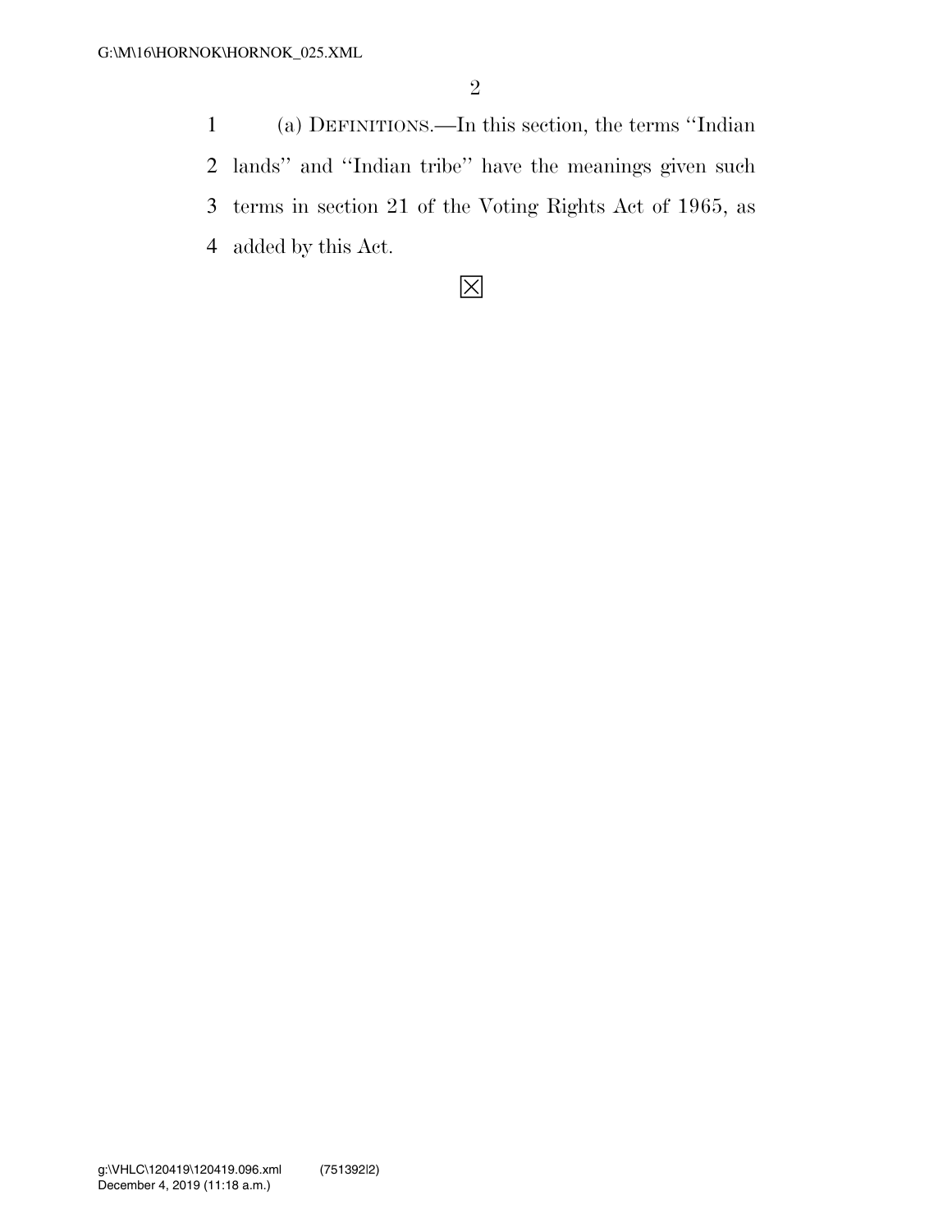(a) DEFINITIONS.—In this section, the terms "Indian lands" and "Indian tribe" have the meanings given such terms in section 21 of the Voting Rights Act of 1965, as added by this Act.